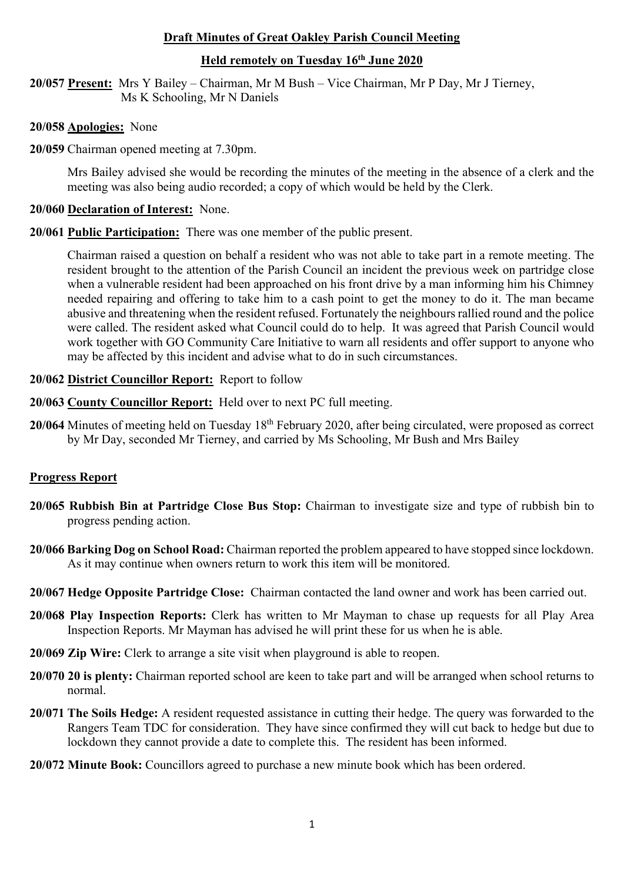# Draft Minutes of Great Oakley Parish Council Meeting

## Held remotely on Tuesday 16th June 2020

**20/057 Present:** Mrs Y Bailey – Chairman, Mr M Bush – Vice Chairman, Mr P Day, Mr J Tierney, Ms K Schooling, Mr N Daniels

**20/058 Apologies:** None

**20/059** Chairman opened meeting at 7.30pm.

Mrs Bailey advised she would be recording the minutes of the meeting in the absence of a clerk and the meeting was also being audio recorded; a copy of which would be held by the Clerk.

**20/060 Declaration of Interest:** None.

**20/061 Public Participation:** There was one member of the public present.

Chairman raised a question on behalf a resident who was not able to take part in a remote meeting. The resident brought to the attention of the Parish Council an incident the previous week on partridge close when a vulnerable resident had been approached on his front drive by a man informing him his Chimney needed repairing and offering to take him to a cash point to get the money to do it. The man became abusive and threatening when the resident refused. Fortunately the neighbours rallied round and the police were called. The resident asked what Council could do to help. It was agreed that Parish Council would work together with GO Community Care Initiative to warn all residents and offer support to anyone who may be affected by this incident and advise what to do in such circumstances.

**20/062 District Councillor Report:** Report to follow

**20/063 County Councillor Report:** Held over to next PC full meeting.

**20/064** Minutes of meeting held on Tuesday 18th February 2020, after being circulated, were proposed as correct by Mr Day, seconded Mr Tierney, and carried by Ms Schooling, Mr Bush and Mrs Bailey

## Progress Report

**20/065 Rubbish Bin at Partridge Close Bus Stop:** Chairman to investigate size and type of rubbish bin to progress pending action.

**20/066 Barking Dog on School Road:** Chairman reported the problem appeared to have stopped since lockdown. As it may continue when owners return to work this item will be monitored.

**20/067 Hedge Opposite Partridge Close:** Chairman contacted the land owner and work has been carried out.

**20/068 Play Inspection Reports:** Clerk has written to Mr Mayman to chase up requests for all Play Area Inspection Reports. Mr Mayman has advised he will print these for us when he is able.

**20/069 Zip Wire:** Clerk to arrange a site visit when playground is able to reopen.

**20/070 20 is plenty:** Chairman reported school are keen to take part and will be arranged when school returns to normal.

**20/071 The Soils Hedge:** A resident requested assistance in cutting their hedge. The query was forwarded to the Rangers Team TDC for consideration. They have since confirmed they will cut back to hedge but due to lockdown they cannot provide a date to complete this. The resident has been informed.

**20/072 Minute Book:** Councillors agreed to purchase a new minute book which has been ordered.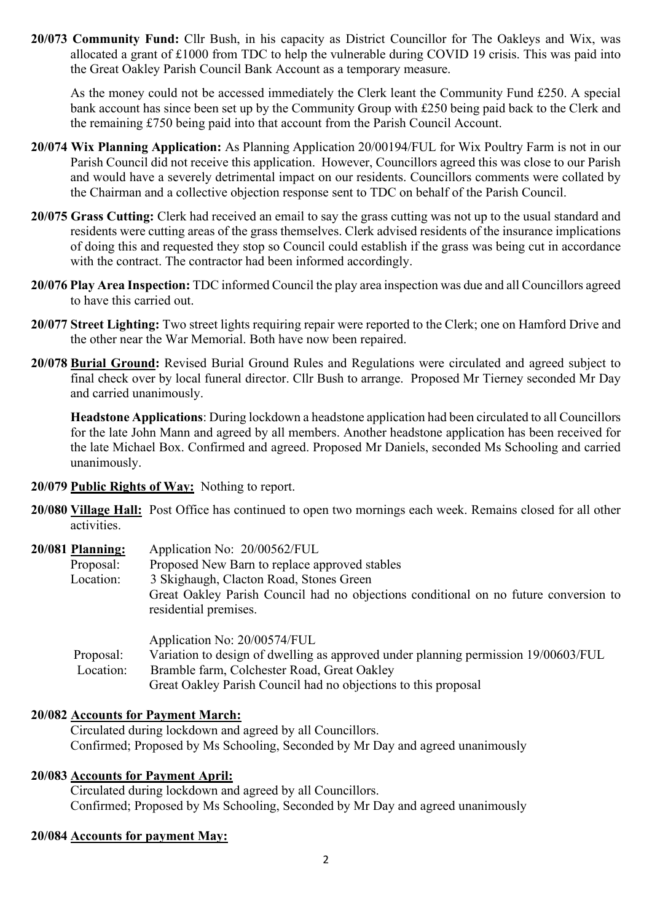**20/073 Community Fund:** Cllr Bush, in his capacity as District Councillor for The Oakleys and Wix, was allocated a grant of £1000 from TDC to help the vulnerable during COVID 19 crisis. This was paid into the Great Oakley Parish Council Bank Account as a temporary measure.

As the money could not be accessed immediately the Clerk leant the Community Fund £250. A special bank account has since been set up by the Community Group with £250 being paid back to the Clerk and the remaining £750 being paid into that account from the Parish Council Account.

**20/074 Wix Planning Application:** As Planning Application 20/00194/FUL for Wix Poultry Farm is not in our Parish Council did not receive this application. However, Councillors agreed this was close to our Parish and would have a severely detrimental impact on our residents. Councillors comments were collated by the Chairman and a collective objection response sent to TDC on behalf of the Parish Council.

**20/075 Grass Cutting:** Clerk had received an email to say the grass cutting was not up to the usual standard and residents were cutting areas of the grass themselves. Clerk advised residents of the insurance implications of doing this and requested they stop so Council could establish if the grass was being cut in accordance with the contract. The contractor had been informed accordingly.

**20/076 Play Area Inspection:** TDC informed Council the play area inspection was due and all Councillors agreed to have this carried out.

**20/077 Street Lighting:** Two street lights requiring repair were reported to the Clerk; one on Hamford Drive and the other near the War Memorial. Both have now been repaired.

**20/078 Burial Ground:** Revised Burial Ground Rules and Regulations were circulated and agreed subject to final check over by local funeral director. Cllr Bush to arrange. Proposed Mr Tierney seconded Mr Day and carried unanimously.

**Headstone Applications**: During lockdown a headstone application had been circulated to all Councillors for the late John Mann and agreed by all members. Another headstone application has been received for the late Michael Box. Confirmed and agreed. Proposed Mr Daniels, seconded Ms Schooling and carried unanimously.

**20/079 Public Rights of Way:** Nothing to report.

**20/080 Village Hall:** Post Office has continued to open two mornings each week. Remains closed for all other activities.

**20/081 Planning:** Application No: 20/00562/FUL
Proposal: Proposed New Barn to replace approved stables
Location: 3 Skighaugh, Clacton Road, Stones Green
Great Oakley Parish Council had no objections conditional on no future conversion to residential premises.

Application No: 20/00574/FUL
Proposal: Variation to design of dwelling as approved under planning permission 19/00603/FUL
Location: Bramble farm, Colchester Road, Great Oakley
Great Oakley Parish Council had no objections to this proposal

**20/082 Accounts for Payment March:**
Circulated during lockdown and agreed by all Councillors.
Confirmed; Proposed by Ms Schooling, Seconded by Mr Day and agreed unanimously

**20/083 Accounts for Payment April:**
Circulated during lockdown and agreed by all Councillors.
Confirmed; Proposed by Ms Schooling, Seconded by Mr Day and agreed unanimously

**20/084 Accounts for payment May:**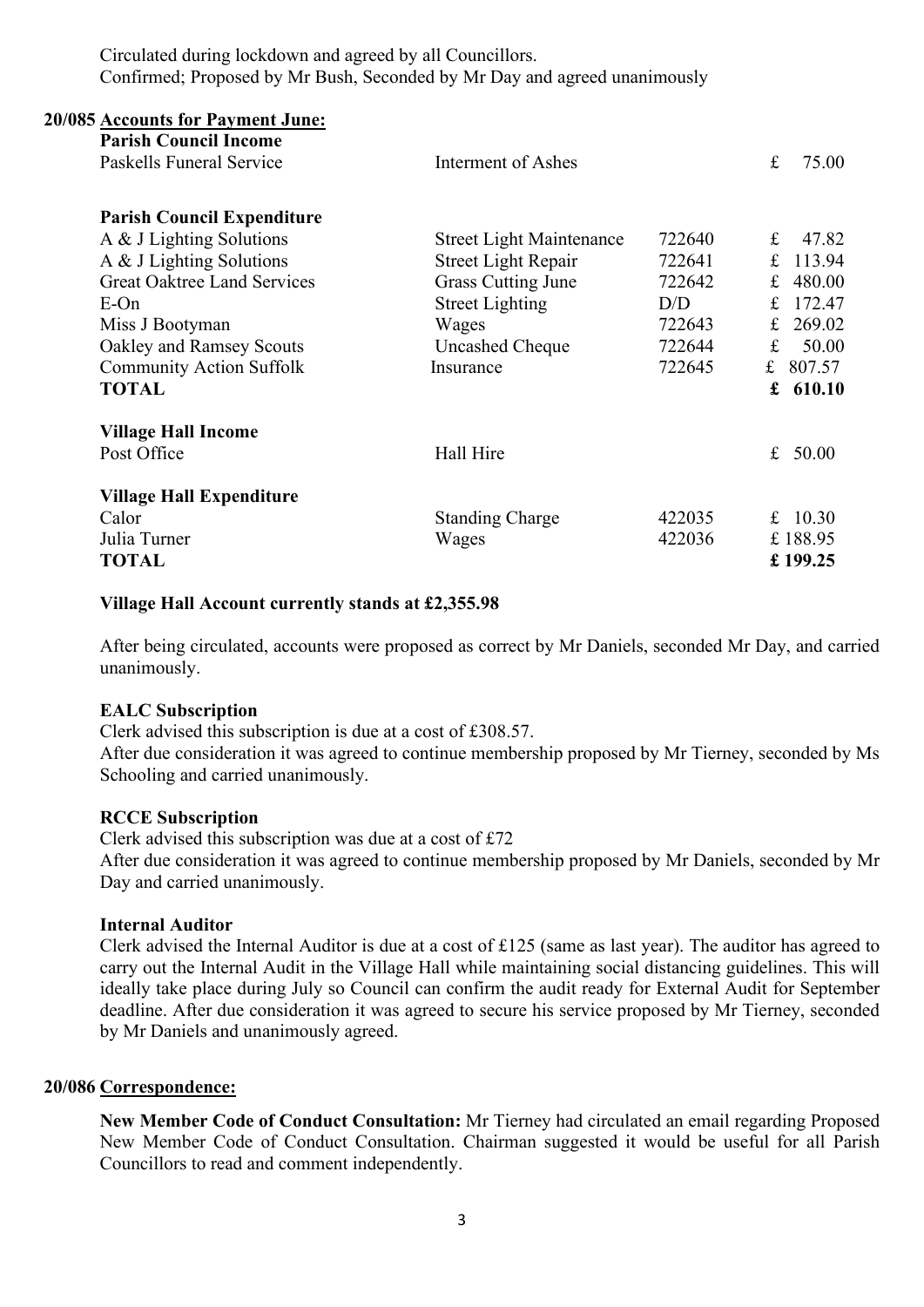Circulated during lockdown and agreed by all Councillors.
Confirmed; Proposed by Mr Bush, Seconded by Mr Day and agreed unanimously

**20/085 Accounts for Payment June:**

| **Parish Council Income** | | | |
|---|---|---|---|
| Paskells Funeral Service | Interment of Ashes | | £ 75.00 |
| | | | |
| **Parish Council Expenditure** | | | |
| A & J Lighting Solutions | Street Light Maintenance | 722640 | £ 47.82 |
| A & J Lighting Solutions | Street Light Repair | 722641 | £ 113.94 |
| Great Oaktree Land Services | Grass Cutting June | 722642 | £ 480.00 |
| E-On | Street Lighting | D/D | £ 172.47 |
| Miss J Bootyman | Wages | 722643 | £ 269.02 |
| Oakley and Ramsey Scouts | Uncashed Cheque | 722644 | £ 50.00 |
| Community Action Suffolk | Insurance | 722645 | £ 807.57 |
| **TOTAL** | | | **£ 610.10** |
| | | | |
| **Village Hall Income** | | | |
| Post Office | Hall Hire | | £ 50.00 |
| | | | |
| **Village Hall Expenditure** | | | |
| Calor | Standing Charge | 422035 | £ 10.30 |
| Julia Turner | Wages | 422036 | £ 188.95 |
| **TOTAL** | | | **£ 199.25** |

**Village Hall Account currently stands at £2,355.98**

After being circulated, accounts were proposed as correct by Mr Daniels, seconded Mr Day, and carried unanimously.

**EALC Subscription**
Clerk advised this subscription is due at a cost of £308.57.
After due consideration it was agreed to continue membership proposed by Mr Tierney, seconded by Ms Schooling and carried unanimously.

**RCCE Subscription**
Clerk advised this subscription was due at a cost of £72
After due consideration it was agreed to continue membership proposed by Mr Daniels, seconded by Mr Day and carried unanimously.

**Internal Auditor**
Clerk advised the Internal Auditor is due at a cost of £125 (same as last year). The auditor has agreed to carry out the Internal Audit in the Village Hall while maintaining social distancing guidelines. This will ideally take place during July so Council can confirm the audit ready for External Audit for September deadline. After due consideration it was agreed to secure his service proposed by Mr Tierney, seconded by Mr Daniels and unanimously agreed.

**20/086 Correspondence:**

**New Member Code of Conduct Consultation:** Mr Tierney had circulated an email regarding Proposed New Member Code of Conduct Consultation. Chairman suggested it would be useful for all Parish Councillors to read and comment independently.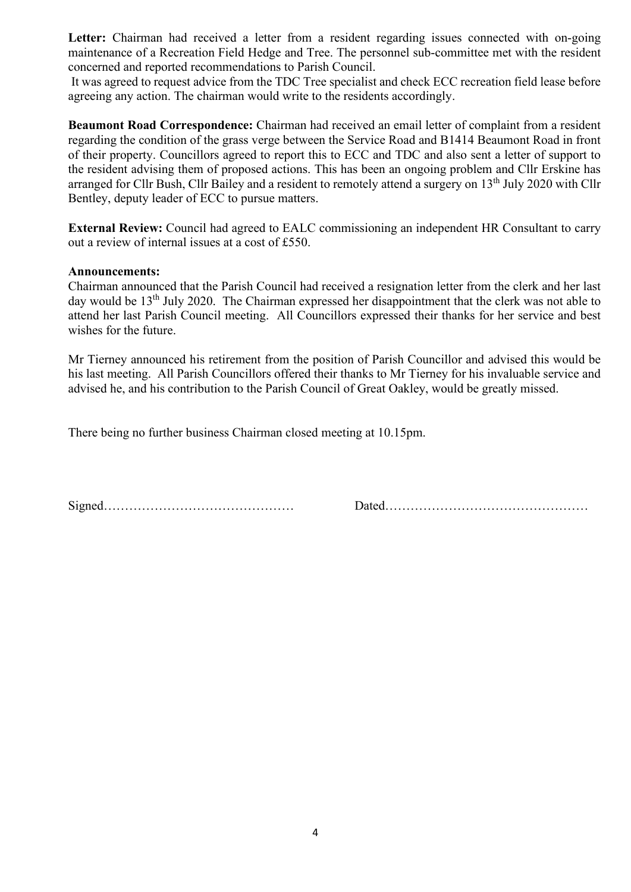**Letter:** Chairman had received a letter from a resident regarding issues connected with on-going maintenance of a Recreation Field Hedge and Tree. The personnel sub-committee met with the resident concerned and reported recommendations to Parish Council.

It was agreed to request advice from the TDC Tree specialist and check ECC recreation field lease before agreeing any action. The chairman would write to the residents accordingly.

**Beaumont Road Correspondence:** Chairman had received an email letter of complaint from a resident regarding the condition of the grass verge between the Service Road and B1414 Beaumont Road in front of their property. Councillors agreed to report this to ECC and TDC and also sent a letter of support to the resident advising them of proposed actions. This has been an ongoing problem and Cllr Erskine has arranged for Cllr Bush, Cllr Bailey and a resident to remotely attend a surgery on 13th July 2020 with Cllr Bentley, deputy leader of ECC to pursue matters.

**External Review:** Council had agreed to EALC commissioning an independent HR Consultant to carry out a review of internal issues at a cost of £550.

**Announcements:**

Chairman announced that the Parish Council had received a resignation letter from the clerk and her last day would be 13th July 2020. The Chairman expressed her disappointment that the clerk was not able to attend her last Parish Council meeting. All Councillors expressed their thanks for her service and best wishes for the future.

Mr Tierney announced his retirement from the position of Parish Councillor and advised this would be his last meeting. All Parish Councillors offered their thanks to Mr Tierney for his invaluable service and advised he, and his contribution to the Parish Council of Great Oakley, would be greatly missed.

There being no further business Chairman closed meeting at 10.15pm.

Signed………………………………………  Dated…………………………………………